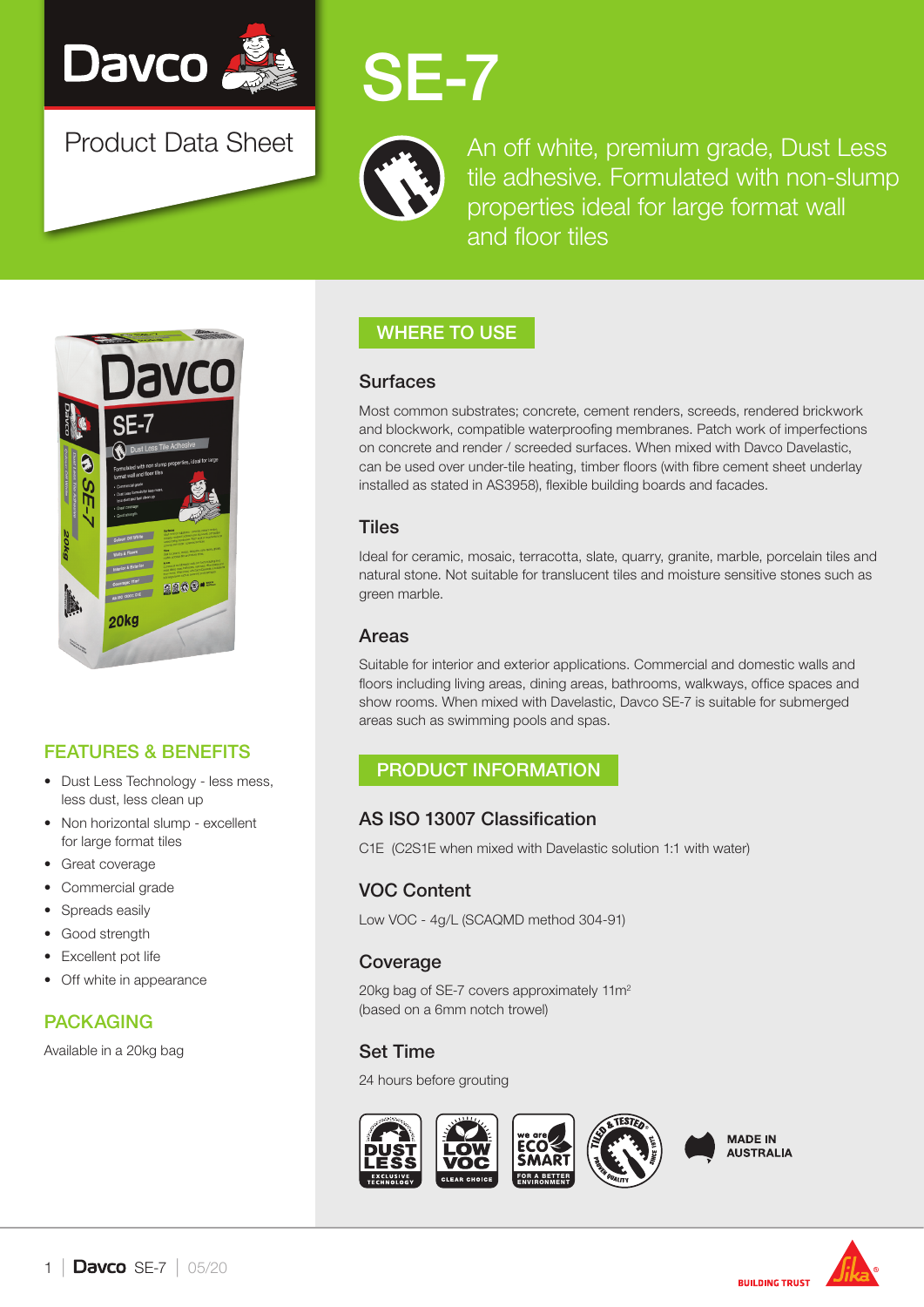# SE-7

Product Data Sheet

An off white, premium grade, Dust Less tile adhesive. Formulated with non-slump properties ideal for large format wall and floor tiles

## FEATURES & BENEFITS

- Dust Less Technology - less mess, less dust, less clean up
- Non horizontal slump - excellent for large format tiles
- Great coverage
- Commercial grade
- Spreads easily
- Good strength
- Excellent pot life
- Off white in appearance

## PACKAGING

Available in a 20kg bag

## WHERE TO USE

### Surfaces

Most common substrates; concrete, cement renders, screeds, rendered brickwork and blockwork, compatible waterproofing membranes. Patch work of imperfections on concrete and render / screeded surfaces. When mixed with Davco Davelastic, can be used over under-tile heating, timber floors (with fibre cement sheet underlay installed as stated in AS3958), flexible building boards and facades.

### Tiles

Ideal for ceramic, mosaic, terracotta, slate, quarry, granite, marble, porcelain tiles and natural stone. Not suitable for translucent tiles and moisture sensitive stones such as green marble.

### Areas

Suitable for interior and exterior applications. Commercial and domestic walls and floors including living areas, dining areas, bathrooms, walkways, office spaces and show rooms. When mixed with Davelastic, Davco SE-7 is suitable for submerged areas such as swimming pools and spas.

## PRODUCT INFORMATION

### AS ISO 13007 Classification

C1E (C2S1E when mixed with Davelastic solution 1:1 with water)

### VOC Content

Low VOC - 4g/L (SCAQMD method 304-91)

### Coverage

20kg bag of SE-7 covers approximately 11m²
(based on a 6mm notch trowel)

### Set Time

24 hours before grouting

MADE IN AUSTRALIA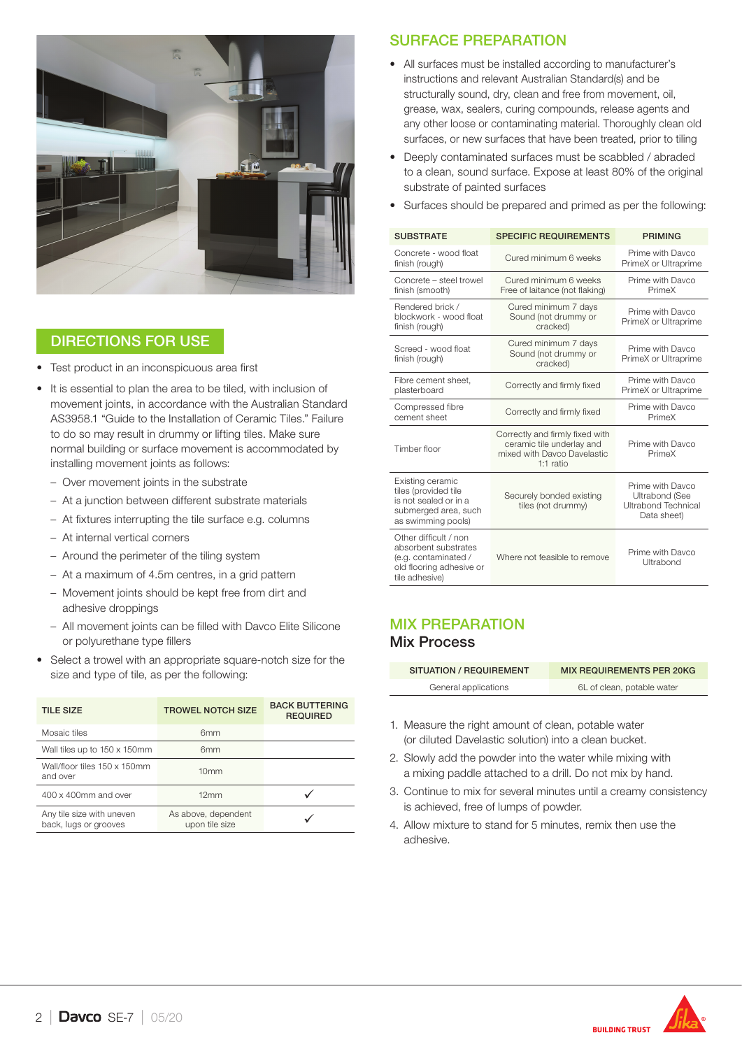## DIRECTIONS FOR USE

- Test product in an inconspicuous area first
- It is essential to plan the area to be tiled, with inclusion of movement joints, in accordance with the Australian Standard AS3958.1 "Guide to the Installation of Ceramic Tiles." Failure to do so may result in drummy or lifting tiles. Make sure normal building or surface movement is accommodated by installing movement joints as follows:
  - Over movement joints in the substrate
  - At a junction between different substrate materials
  - At fixtures interrupting the tile surface e.g. columns
  - At internal vertical corners
  - Around the perimeter of the tiling system
  - At a maximum of 4.5m centres, in a grid pattern
  - Movement joints should be kept free from dirt and adhesive droppings
  - All movement joints can be filled with Davco Elite Silicone or polyurethane type fillers
- Select a trowel with an appropriate square-notch size for the size and type of tile, as per the following:

| TILE SIZE | TROWEL NOTCH SIZE | BACK BUTTERING REQUIRED |
|---|---|---|
| Mosaic tiles | 6mm | |
| Wall tiles up to 150 x 150mm | 6mm | |
| Wall/floor tiles 150 x 150mm and over | 10mm | |
| 400 x 400mm and over | 12mm | ✓ |
| Any tile size with uneven back, lugs or grooves | As above, dependent upon tile size | ✓ |

## SURFACE PREPARATION

- All surfaces must be installed according to manufacturer's instructions and relevant Australian Standard(s) and be structurally sound, dry, clean and free from movement, oil, grease, wax, sealers, curing compounds, release agents and any other loose or contaminating material. Thoroughly clean old surfaces, or new surfaces that have been treated, prior to tiling
- Deeply contaminated surfaces must be scabbled / abraded to a clean, sound surface. Expose at least 80% of the original substrate of painted surfaces
- Surfaces should be prepared and primed as per the following:

| SUBSTRATE | SPECIFIC REQUIREMENTS | PRIMING |
|---|---|---|
| Concrete - wood float finish (rough) | Cured minimum 6 weeks | Prime with Davco PrimeX or Ultraprime |
| Concrete – steel trowel finish (smooth) | Cured minimum 6 weeks Free of laitance (not flaking) | Prime with Davco PrimeX |
| Rendered brick / blockwork - wood float finish (rough) | Cured minimum 7 days Sound (not drummy or cracked) | Prime with Davco PrimeX or Ultraprime |
| Screed - wood float finish (rough) | Cured minimum 7 days Sound (not drummy or cracked) | Prime with Davco PrimeX or Ultraprime |
| Fibre cement sheet, plasterboard | Correctly and firmly fixed | Prime with Davco PrimeX or Ultraprime |
| Compressed fibre cement sheet | Correctly and firmly fixed | Prime with Davco PrimeX |
| Timber floor | Correctly and firmly fixed with ceramic tile underlay and mixed with Davco Davelastic 1:1 ratio | Prime with Davco PrimeX |
| Existing ceramic tiles (provided tile is not sealed or in a submerged area, such as swimming pools) | Securely bonded existing tiles (not drummy) | Prime with Davco Ultrabond (See Ultrabond Technical Data sheet) |
| Other difficult / non absorbent substrates (e.g. contaminated / old flooring adhesive or tile adhesive) | Where not feasible to remove | Prime with Davco Ultrabond |

## MIX PREPARATION

### Mix Process

| SITUATION / REQUIREMENT | MIX REQUIREMENTS PER 20KG |
|---|---|
| General applications | 6L of clean, potable water |

1. Measure the right amount of clean, potable water (or diluted Davelastic solution) into a clean bucket.
2. Slowly add the powder into the water while mixing with a mixing paddle attached to a drill. Do not mix by hand.
3. Continue to mix for several minutes until a creamy consistency is achieved, free of lumps of powder.
4. Allow mixture to stand for 5 minutes, remix then use the adhesive.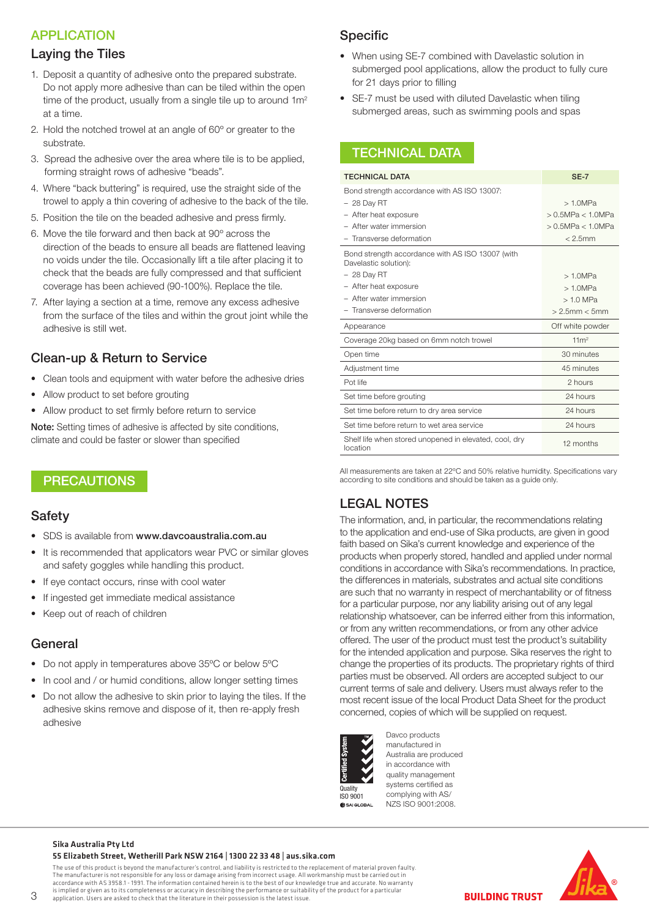## APPLICATION

### Laying the Tiles

1. Deposit a quantity of adhesive onto the prepared substrate. Do not apply more adhesive than can be tiled within the open time of the product, usually from a single tile up to around 1m² at a time.
2. Hold the notched trowel at an angle of 60º or greater to the substrate.
3. Spread the adhesive over the area where tile is to be applied, forming straight rows of adhesive "beads".
4. Where "back buttering" is required, use the straight side of the trowel to apply a thin covering of adhesive to the back of the tile.
5. Position the tile on the beaded adhesive and press firmly.
6. Move the tile forward and then back at 90º across the direction of the beads to ensure all beads are flattened leaving no voids under the tile. Occasionally lift a tile after placing it to check that the beads are fully compressed and that sufficient coverage has been achieved (90-100%). Replace the tile.
7. After laying a section at a time, remove any excess adhesive from the surface of the tiles and within the grout joint while the adhesive is still wet.

### Clean-up & Return to Service

- Clean tools and equipment with water before the adhesive dries
- Allow product to set before grouting
- Allow product to set firmly before return to service

**Note:** Setting times of adhesive is affected by site conditions, climate and could be faster or slower than specified

## PRECAUTIONS

### Safety

- SDS is available from **www.davcoaustralia.com.au**
- It is recommended that applicators wear PVC or similar gloves and safety goggles while handling this product.
- If eye contact occurs, rinse with cool water
- If ingested get immediate medical assistance
- Keep out of reach of children

### General

- Do not apply in temperatures above 35ºC or below 5ºC
- In cool and / or humid conditions, allow longer setting times
- Do not allow the adhesive to skin prior to laying the tiles. If the adhesive skins remove and dispose of it, then re-apply fresh adhesive

### Specific

- When using SE-7 combined with Davelastic solution in submerged pool applications, allow the product to fully cure for 21 days prior to filling
- SE-7 must be used with diluted Davelastic when tiling submerged areas, such as swimming pools and spas

## TECHNICAL DATA

| TECHNICAL DATA | SE-7 |
|---|---|
| Bond strength accordance with AS ISO 13007: | |
| – 28 Day RT | > 1.0MPa |
| – After heat exposure | > 0.5MPa < 1.0MPa |
| – After water immersion | > 0.5MPa < 1.0MPa |
| – Transverse deformation | < 2.5mm |
| Bond strength accordance with AS ISO 13007 (with Davelastic solution): | |
| – 28 Day RT | > 1.0MPa |
| – After heat exposure | > 1.0MPa |
| – After water immersion | > 1.0 MPa |
| – Transverse deformation | > 2.5mm < 5mm |
| Appearance | Off white powder |
| Coverage 20kg based on 6mm notch trowel | 11m² |
| Open time | 30 minutes |
| Adjustment time | 45 minutes |
| Pot life | 2 hours |
| Set time before grouting | 24 hours |
| Set time before return to dry area service | 24 hours |
| Set time before return to wet area service | 24 hours |
| Shelf life when stored unopened in elevated, cool, dry location | 12 months |

All measurements are taken at 22ºC and 50% relative humidity. Specifications vary according to site conditions and should be taken as a guide only.

## LEGAL NOTES

The information, and, in particular, the recommendations relating to the application and end-use of Sika products, are given in good faith based on Sika's current knowledge and experience of the products when properly stored, handled and applied under normal conditions in accordance with Sika's recommendations. In practice, the differences in materials, substrates and actual site conditions are such that no warranty in respect of merchantability or of fitness for a particular purpose, nor any liability arising out of any legal relationship whatsoever, can be inferred either from this information, or from any written recommendations, or from any other advice offered. The user of the product must test the product's suitability for the intended application and purpose. Sika reserves the right to change the properties of its products. The proprietary rights of third parties must be observed. All orders are accepted subject to our current terms of sale and delivery. Users must always refer to the most recent issue of the local Product Data Sheet for the product concerned, copies of which will be supplied on request.

Certified System
Quality
ISO 9001
SAI GLOBAL

Davco products manufactured in Australia are produced in accordance with quality management systems certified as complying with AS/NZS ISO 9001:2008.

**Sika Australia Pty Ltd**
**55 Elizabeth Street, Wetherill Park NSW 2164 | 1300 22 33 48 | aus.sika.com**

The use of this product is beyond the manufacturer's control, and liability is restricted to the replacement of material proven faulty. The manufacturer is not responsible for any loss or damage arising from incorrect usage. All workmanship must be carried out in accordance with AS 3958.1 - 1991. The information contained herein is to the best of our knowledge true and accurate. No warranty is implied or given as to its completeness or accuracy in describing the performance or suitability of the product for a particular application. Users are asked to check that the literature in their possession is the latest issue.

BUILDING TRUST